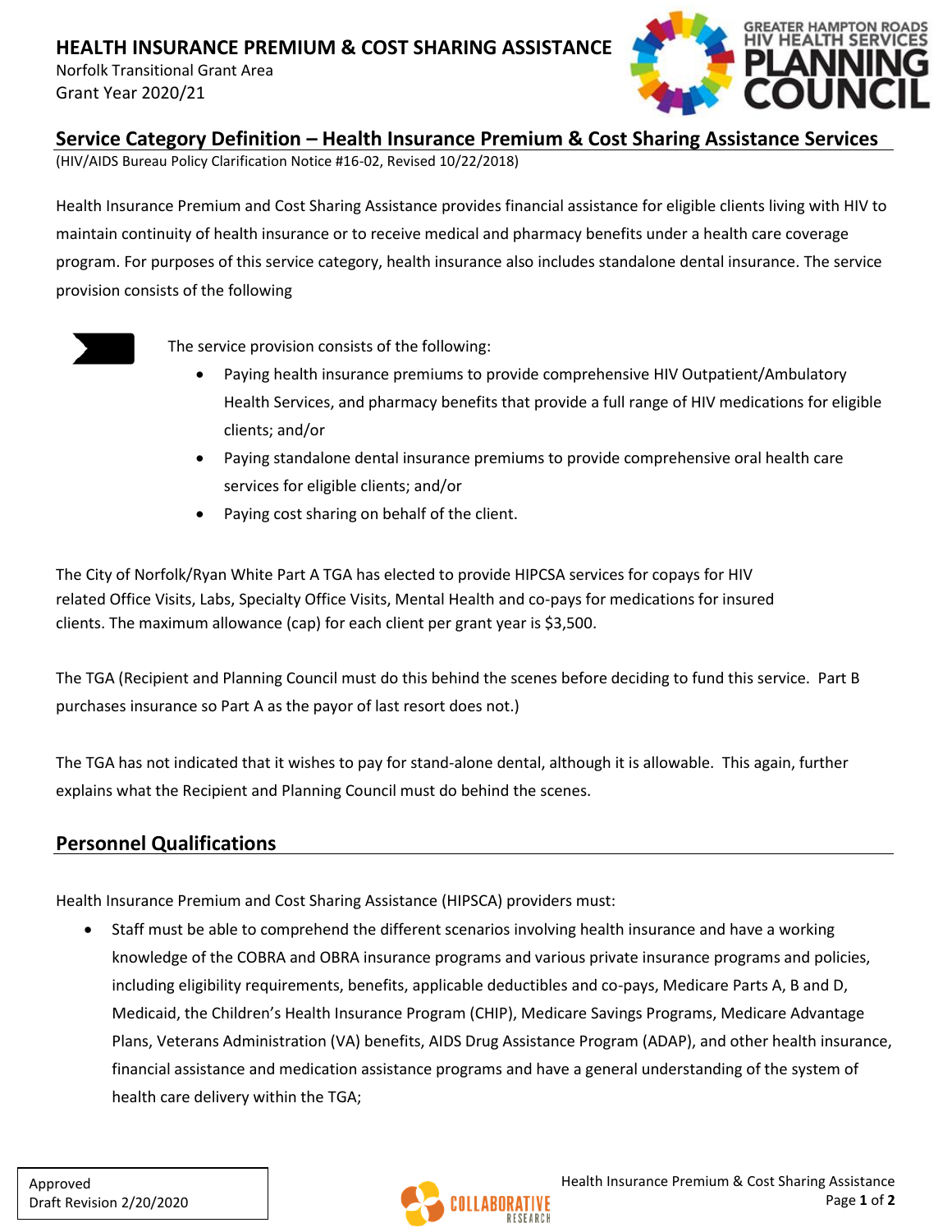## HEALTH INSURANCE PREMIUM & COST SHARING ASSISTANCE

Norfolk Transitional Grant Area
Grant Year 2020/21

## Service Category Definition – Health Insurance Premium & Cost Sharing Assistance Services

(HIV/AIDS Bureau Policy Clarification Notice #16-02, Revised 10/22/2018)

Health Insurance Premium and Cost Sharing Assistance provides financial assistance for eligible clients living with HIV to maintain continuity of health insurance or to receive medical and pharmacy benefits under a health care coverage program. For purposes of this service category, health insurance also includes standalone dental insurance. The service provision consists of the following

The service provision consists of the following:

- Paying health insurance premiums to provide comprehensive HIV Outpatient/Ambulatory Health Services, and pharmacy benefits that provide a full range of HIV medications for eligible clients; and/or
- Paying standalone dental insurance premiums to provide comprehensive oral health care services for eligible clients; and/or
- Paying cost sharing on behalf of the client.

The City of Norfolk/Ryan White Part A TGA has elected to provide HIPCSA services for copays for HIV related Office Visits, Labs, Specialty Office Visits, Mental Health and co-pays for medications for insured clients. The maximum allowance (cap) for each client per grant year is $3,500.

The TGA (Recipient and Planning Council must do this behind the scenes before deciding to fund this service. Part B purchases insurance so Part A as the payor of last resort does not.)

The TGA has not indicated that it wishes to pay for stand-alone dental, although it is allowable. This again, further explains what the Recipient and Planning Council must do behind the scenes.

## Personnel Qualifications

Health Insurance Premium and Cost Sharing Assistance (HIPSCA) providers must:

- Staff must be able to comprehend the different scenarios involving health insurance and have a working knowledge of the COBRA and OBRA insurance programs and various private insurance programs and policies, including eligibility requirements, benefits, applicable deductibles and co-pays, Medicare Parts A, B and D, Medicaid, the Children's Health Insurance Program (CHIP), Medicare Savings Programs, Medicare Advantage Plans, Veterans Administration (VA) benefits, AIDS Drug Assistance Program (ADAP), and other health insurance, financial assistance and medication assistance programs and have a general understanding of the system of health care delivery within the TGA;

Approved
Draft Revision 2/20/2020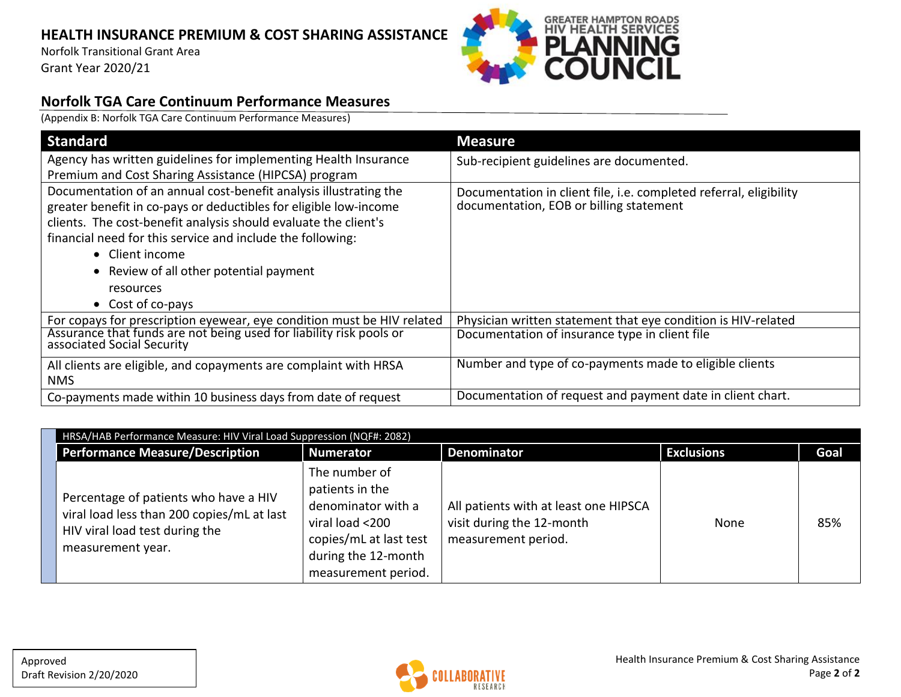# HEALTH INSURANCE PREMIUM & COST SHARING ASSISTANCE

Norfolk Transitional Grant Area
Grant Year 2020/21

GREATER HAMPTON ROADS HIV HEALTH SERVICES PLANNING COUNCIL

## Norfolk TGA Care Continuum Performance Measures

(Appendix B: Norfolk TGA Care Continuum Performance Measures)

| Standard | Measure |
|---|---|
| Agency has written guidelines for implementing Health Insurance Premium and Cost Sharing Assistance (HIPCSA) program | Sub-recipient guidelines are documented. |
| Documentation of an annual cost-benefit analysis illustrating the greater benefit in co-pays or deductibles for eligible low-income clients. The cost-benefit analysis should evaluate the client's financial need for this service and include the following: <br>• Client income <br>• Review of all other potential payment resources <br>• Cost of co-pays | Documentation in client file, i.e. completed referral, eligibility documentation, EOB or billing statement |
| For copays for prescription eyewear, eye condition must be HIV related | Physician written statement that eye condition is HIV-related |
| Assurance that funds are not being used for liability risk pools or associated Social Security | Documentation of insurance type in client file |
| All clients are eligible, and copayments are complaint with HRSA NMS | Number and type of co-payments made to eligible clients |
| Co-payments made within 10 business days from date of request | Documentation of request and payment date in client chart. |

HRSA/HAB Performance Measure: HIV Viral Load Suppression (NQF#: 2082)

| Performance Measure/Description | Numerator | Denominator | Exclusions | Goal |
|---|---|---|---|---|
| Percentage of patients who have a HIV viral load less than 200 copies/mL at last HIV viral load test during the measurement year. | The number of patients in the denominator with a viral load <200 copies/mL at last test during the 12-month measurement period. | All patients with at least one HIPSCA visit during the 12-month measurement period. | None | 85% |

Approved
Draft Revision 2/20/2020